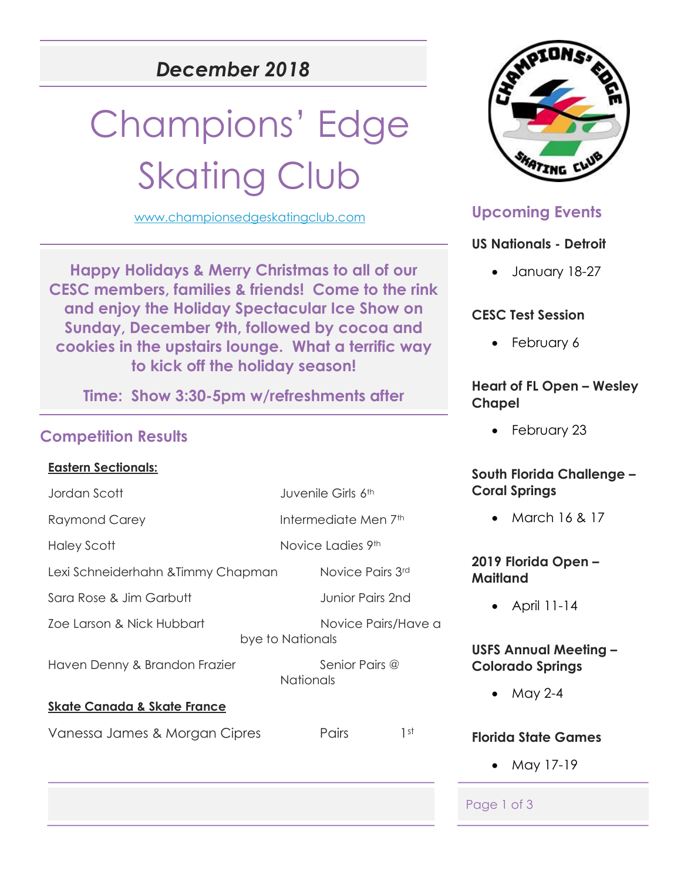*December 2018*

# Champions' Edge Skating Club

www.championsedgeskatingclub.com

**Happy Holidays & Merry Christmas to all of our CESC members, families & friends! Come to the rink and enjoy the Holiday Spectacular Ice Show on Sunday, December 9th, followed by cocoa and cookies in the upstairs lounge. What a terrific way to kick off the holiday season!**

**Time: Show 3:30-5pm w/refreshments after**

## Competition Results

**Eastern Sectionals:**

| | |
|---|---|
| Jordan Scott | Juvenile Girls 6th |
| Raymond Carey | Intermediate Men 7th |
| Haley Scott | Novice Ladies 9th |
| Lexi Schneiderhahn &Timmy Chapman | Novice Pairs 3rd |
| Sara Rose & Jim Garbutt | Junior Pairs 2nd |
| Zoe Larson & Nick Hubbart | Novice Pairs/Have a bye to Nationals |
| Haven Denny & Brandon Frazier | Senior Pairs @ Nationals |

**Skate Canada & Skate France**

| | | |
|---|---|---|
| Vanessa James & Morgan Cipres | Pairs | 1st |

## Upcoming Events

**US Nationals - Detroit**

- January 18-27

**CESC Test Session**

- February 6

**Heart of FL Open – Wesley Chapel**

- February 23

**South Florida Challenge – Coral Springs**

- March 16 & 17

**2019 Florida Open – Maitland**

- April 11-14

**USFS Annual Meeting – Colorado Springs**

- May 2-4

**Florida State Games**

- May 17-19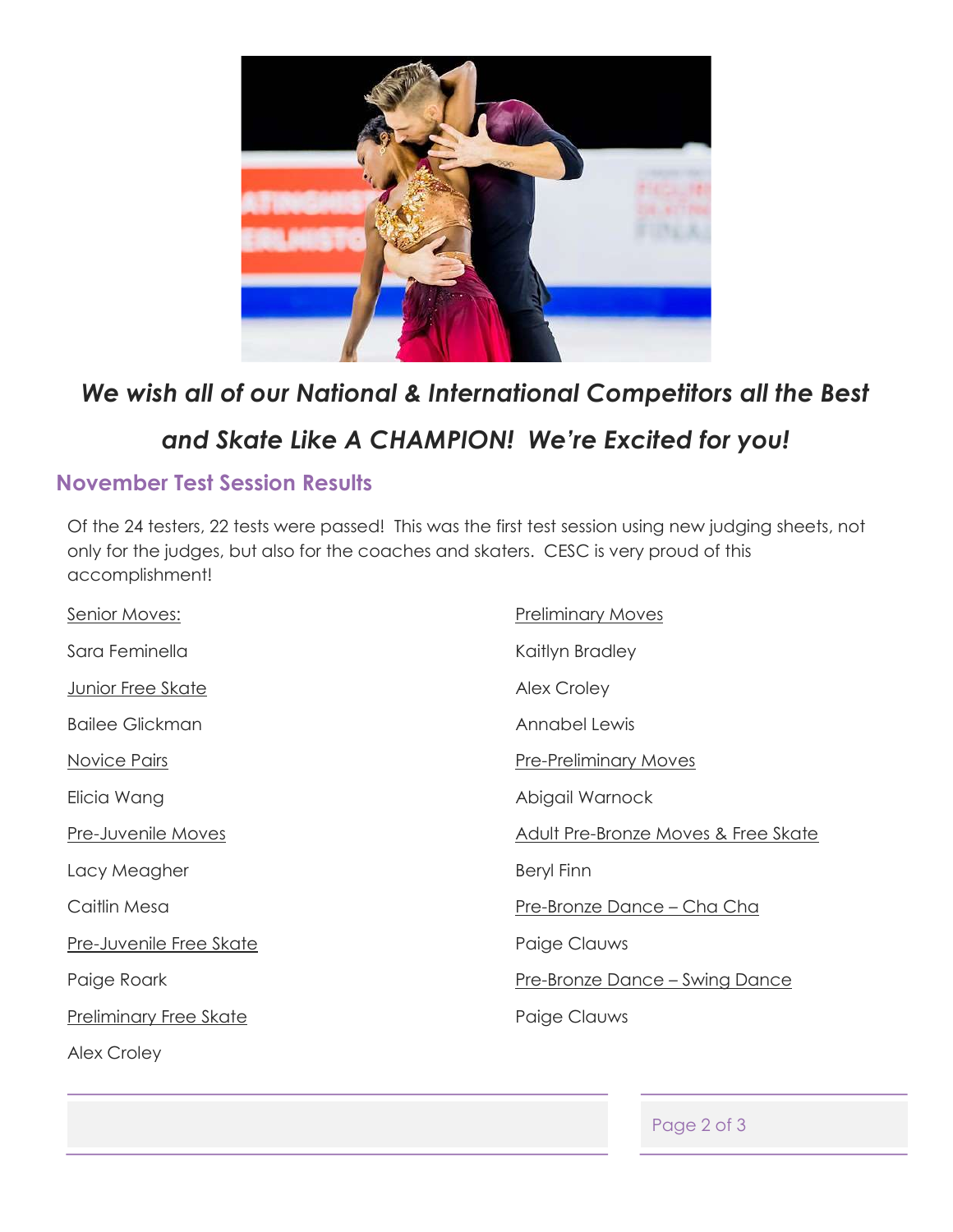*We wish all of our National & International Competitors all the Best and Skate Like A CHAMPION! We're Excited for you!*

## November Test Session Results

Of the 24 testers, 22 tests were passed! This was the first test session using new judging sheets, not only for the judges, but also for the coaches and skaters. CESC is very proud of this accomplishment!

Senior Moves:

Sara Feminella

Junior Free Skate

Bailee Glickman

Novice Pairs

Elicia Wang

Pre-Juvenile Moves

Lacy Meagher

Caitlin Mesa

Pre-Juvenile Free Skate

Paige Roark

Preliminary Free Skate

Alex Croley

Preliminary Moves

Kaitlyn Bradley

Alex Croley

Annabel Lewis

Pre-Preliminary Moves

Abigail Warnock

Adult Pre-Bronze Moves & Free Skate

Beryl Finn

Pre-Bronze Dance – Cha Cha

Paige Clauws

Pre-Bronze Dance – Swing Dance

Paige Clauws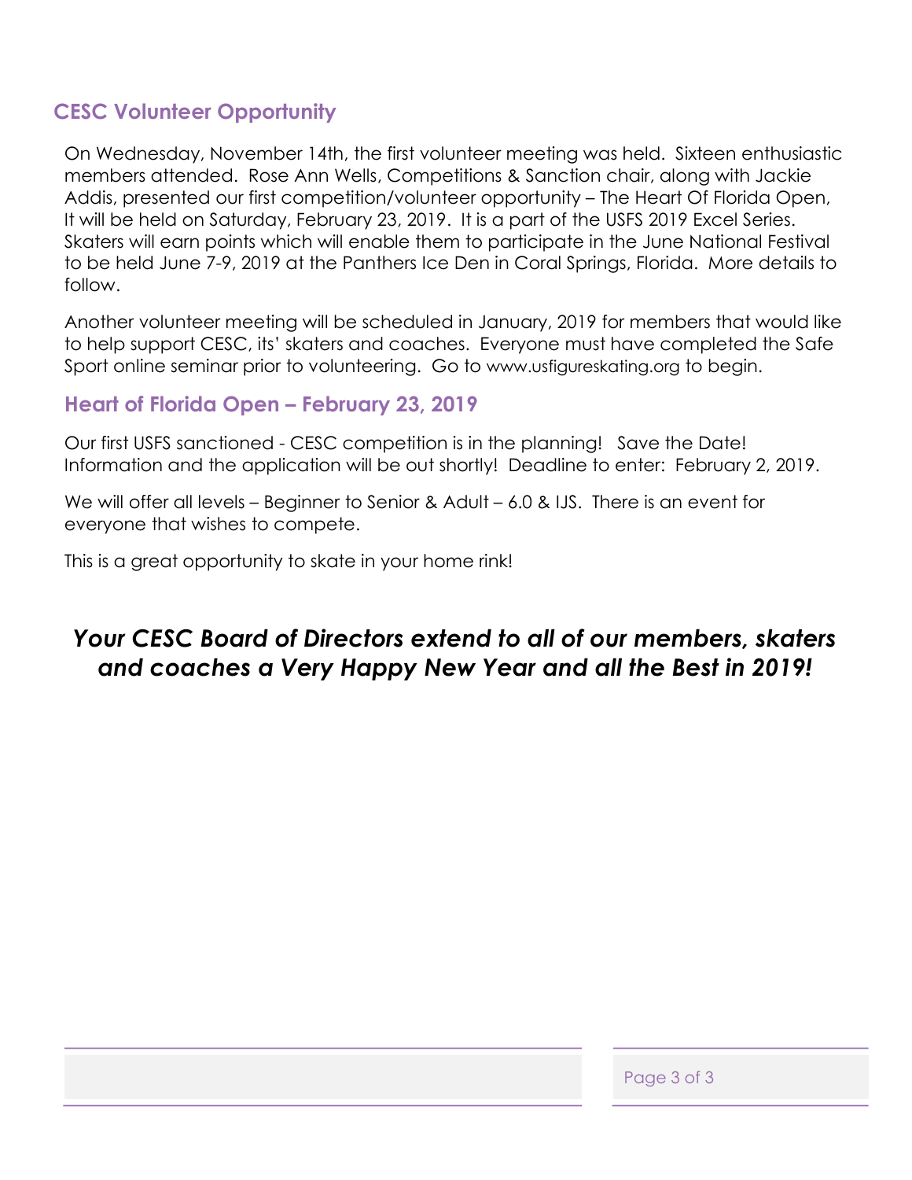## CESC Volunteer Opportunity

On Wednesday, November 14th, the first volunteer meeting was held. Sixteen enthusiastic members attended. Rose Ann Wells, Competitions & Sanction chair, along with Jackie Addis, presented our first competition/volunteer opportunity – The Heart Of Florida Open, It will be held on Saturday, February 23, 2019. It is a part of the USFS 2019 Excel Series. Skaters will earn points which will enable them to participate in the June National Festival to be held June 7-9, 2019 at the Panthers Ice Den in Coral Springs, Florida. More details to follow.

Another volunteer meeting will be scheduled in January, 2019 for members that would like to help support CESC, its' skaters and coaches. Everyone must have completed the Safe Sport online seminar prior to volunteering. Go to www.usfigureskating.org to begin.

## Heart of Florida Open – February 23, 2019

Our first USFS sanctioned - CESC competition is in the planning! Save the Date! Information and the application will be out shortly! Deadline to enter: February 2, 2019.

We will offer all levels – Beginner to Senior & Adult – 6.0 & IJS. There is an event for everyone that wishes to compete.

This is a great opportunity to skate in your home rink!

***Your CESC Board of Directors extend to all of our members, skaters and coaches a Very Happy New Year and all the Best in 2019!***